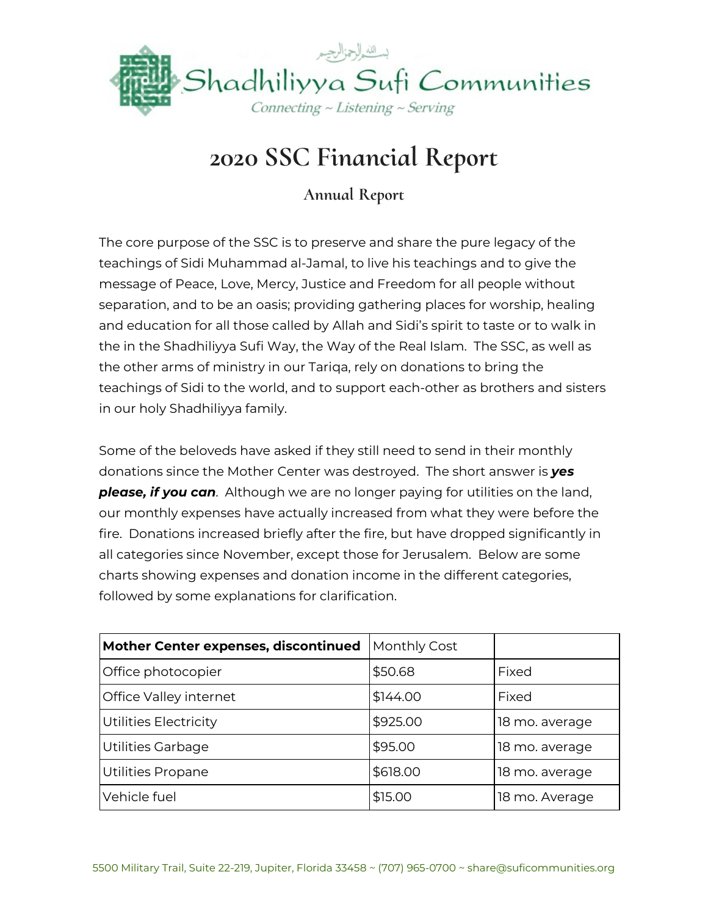بسم الله الرحمن الرحيم

Shadhiliyya Sufi Communities

Connecting ~ Listening ~ Serving

# 2020 SSC Financial Report

## Annual Report

The core purpose of the SSC is to preserve and share the pure legacy of the teachings of Sidi Muhammad al-Jamal, to live his teachings and to give the message of Peace, Love, Mercy, Justice and Freedom for all people without separation, and to be an oasis; providing gathering places for worship, healing and education for all those called by Allah and Sidi's spirit to taste or to walk in the in the Shadhiliyya Sufi Way, the Way of the Real Islam. The SSC, as well as the other arms of ministry in our Tariqa, rely on donations to bring the teachings of Sidi to the world, and to support each-other as brothers and sisters in our holy Shadhiliyya family.

Some of the beloveds have asked if they still need to send in their monthly donations since the Mother Center was destroyed. The short answer is ***yes please, if you can***. Although we are no longer paying for utilities on the land, our monthly expenses have actually increased from what they were before the fire. Donations increased briefly after the fire, but have dropped significantly in all categories since November, except those for Jerusalem. Below are some charts showing expenses and donation income in the different categories, followed by some explanations for clarification.

| **Mother Center expenses, discontinued** | Monthly Cost | |
|---|---|---|
| Office photocopier | $50.68 | Fixed |
| Office Valley internet | $144.00 | Fixed |
| Utilities Electricity | $925.00 | 18 mo. average |
| Utilities Garbage | $95.00 | 18 mo. average |
| Utilities Propane | $618.00 | 18 mo. average |
| Vehicle fuel | $15.00 | 18 mo. Average |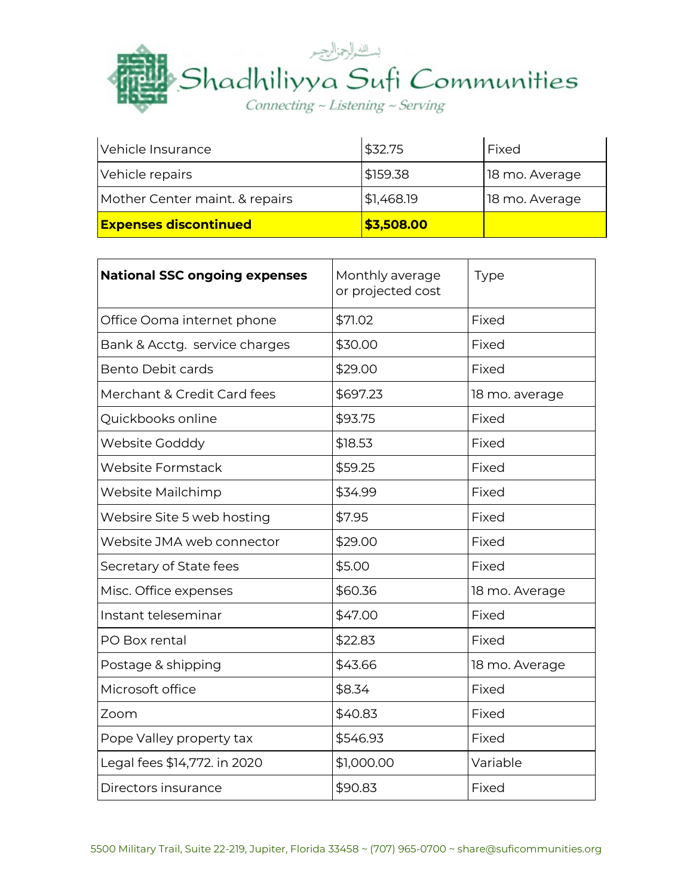| | | |
|---|---|---|
| Vehicle Insurance | $32.75 | Fixed |
| Vehicle repairs | $159.38 | 18 mo. Average |
| Mother Center maint. & repairs | $1,468.19 | 18 mo. Average |
| **Expenses discontinued** | **$3,508.00** | |

| **National SSC ongoing expenses** | Monthly average or projected cost | Type |
|---|---|---|
| Office Ooma internet phone | $71.02 | Fixed |
| Bank & Acctg.  service charges | $30.00 | Fixed |
| Bento Debit cards | $29.00 | Fixed |
| Merchant & Credit Card fees | $697.23 | 18 mo. average |
| Quickbooks online | $93.75 | Fixed |
| Website Godddy | $18.53 | Fixed |
| Website Formstack | $59.25 | Fixed |
| Website Mailchimp | $34.99 | Fixed |
| Websire Site 5 web hosting | $7.95 | Fixed |
| Website JMA web connector | $29.00 | Fixed |
| Secretary of State fees | $5.00 | Fixed |
| Misc. Office expenses | $60.36 | 18 mo. Average |
| Instant teleseminar | $47.00 | Fixed |
| PO Box rental | $22.83 | Fixed |
| Postage & shipping | $43.66 | 18 mo. Average |
| Microsoft office | $8.34 | Fixed |
| Zoom | $40.83 | Fixed |
| Pope Valley property tax | $546.93 | Fixed |
| Legal fees $14,772. in 2020 | $1,000.00 | Variable |
| Directors insurance | $90.83 | Fixed |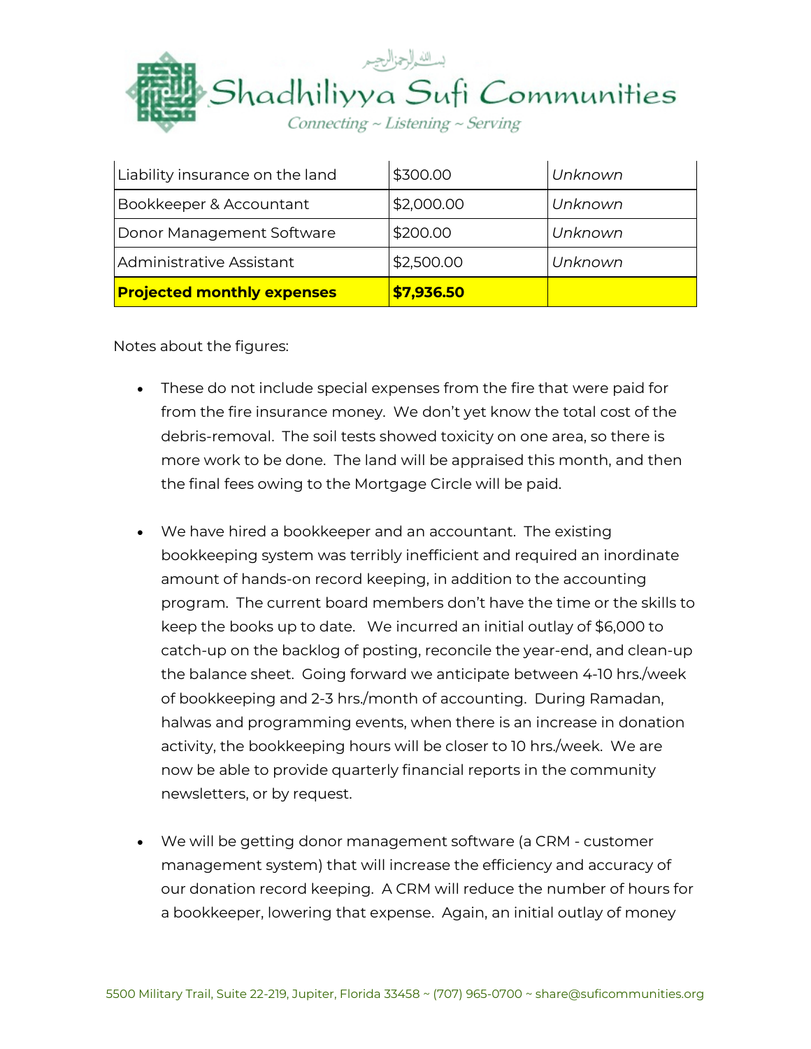| | | |
|---|---|---|
| Liability insurance on the land | $300.00 | *Unknown* |
| Bookkeeper & Accountant | $2,000.00 | *Unknown* |
| Donor Management Software | $200.00 | *Unknown* |
| Administrative Assistant | $2,500.00 | *Unknown* |
| **Projected monthly expenses** | **$7,936.50** | |

Notes about the figures:

- These do not include special expenses from the fire that were paid for from the fire insurance money. We don't yet know the total cost of the debris-removal. The soil tests showed toxicity on one area, so there is more work to be done. The land will be appraised this month, and then the final fees owing to the Mortgage Circle will be paid.

- We have hired a bookkeeper and an accountant. The existing bookkeeping system was terribly inefficient and required an inordinate amount of hands-on record keeping, in addition to the accounting program. The current board members don't have the time or the skills to keep the books up to date. We incurred an initial outlay of $6,000 to catch-up on the backlog of posting, reconcile the year-end, and clean-up the balance sheet. Going forward we anticipate between 4-10 hrs./week of bookkeeping and 2-3 hrs./month of accounting. During Ramadan, halwas and programming events, when there is an increase in donation activity, the bookkeeping hours will be closer to 10 hrs./week. We are now be able to provide quarterly financial reports in the community newsletters, or by request.

- We will be getting donor management software (a CRM - customer management system) that will increase the efficiency and accuracy of our donation record keeping. A CRM will reduce the number of hours for a bookkeeper, lowering that expense. Again, an initial outlay of money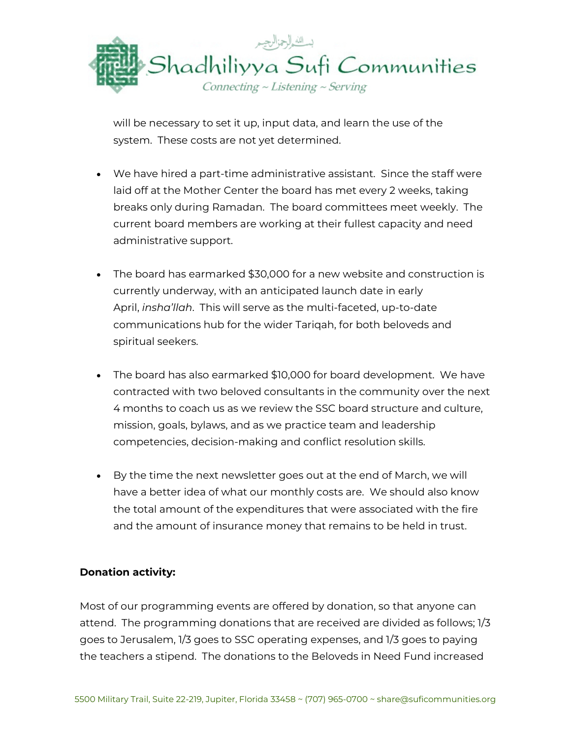will be necessary to set it up, input data, and learn the use of the system. These costs are not yet determined.

- We have hired a part-time administrative assistant. Since the staff were laid off at the Mother Center the board has met every 2 weeks, taking breaks only during Ramadan. The board committees meet weekly. The current board members are working at their fullest capacity and need administrative support.

- The board has earmarked $30,000 for a new website and construction is currently underway, with an anticipated launch date in early April, *insha'llah*. This will serve as the multi-faceted, up-to-date communications hub for the wider Tariqah, for both beloveds and spiritual seekers.

- The board has also earmarked $10,000 for board development. We have contracted with two beloved consultants in the community over the next 4 months to coach us as we review the SSC board structure and culture, mission, goals, bylaws, and as we practice team and leadership competencies, decision-making and conflict resolution skills.

- By the time the next newsletter goes out at the end of March, we will have a better idea of what our monthly costs are. We should also know the total amount of the expenditures that were associated with the fire and the amount of insurance money that remains to be held in trust.

**Donation activity:**

Most of our programming events are offered by donation, so that anyone can attend. The programming donations that are received are divided as follows; 1/3 goes to Jerusalem, 1/3 goes to SSC operating expenses, and 1/3 goes to paying the teachers a stipend. The donations to the Beloveds in Need Fund increased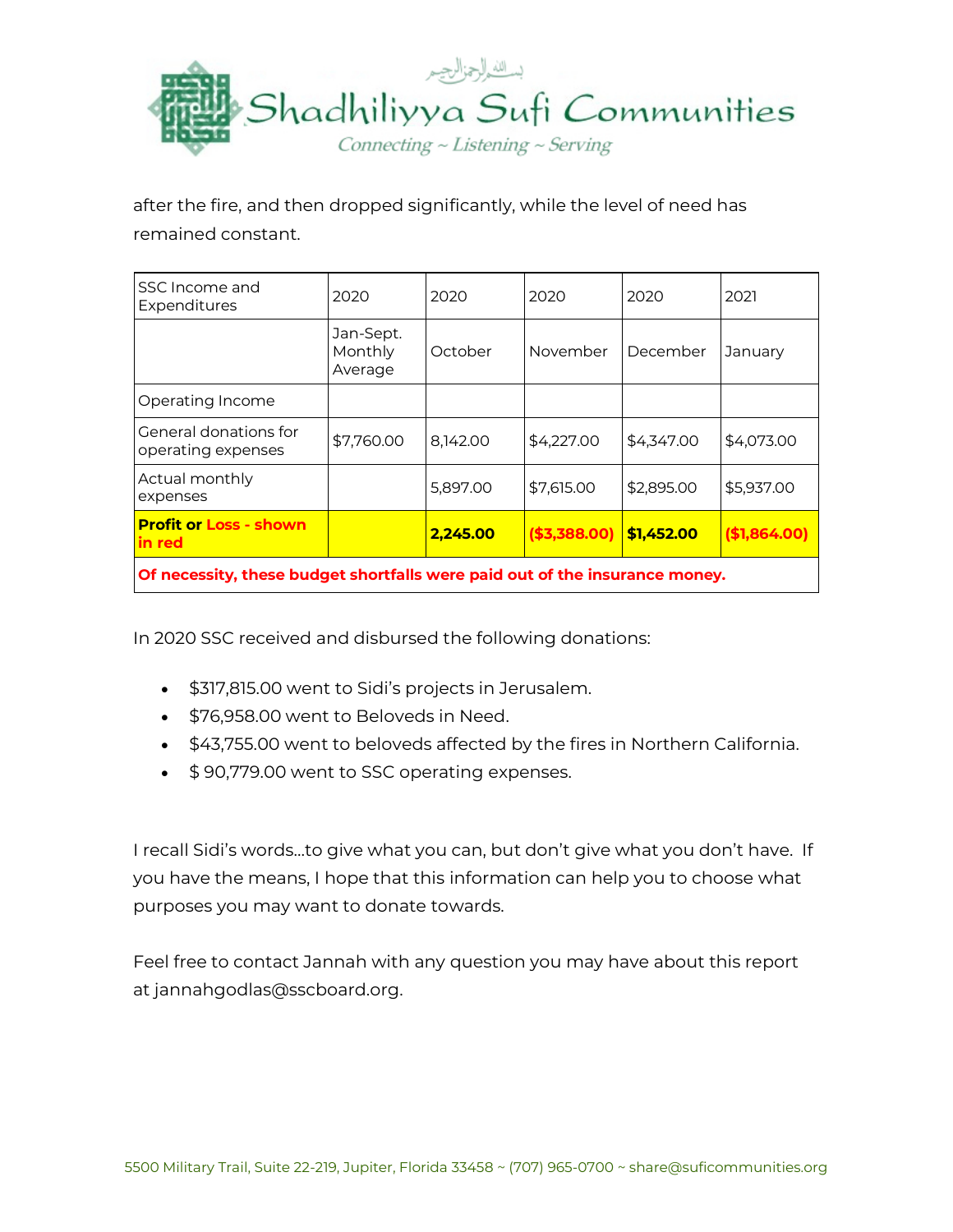after the fire, and then dropped significantly, while the level of need has remained constant.

| SSC Income and Expenditures | 2020 | 2020 | 2020 | 2020 | 2021 |
|---|---|---|---|---|---|
| | Jan-Sept. Monthly Average | October | November | December | January |
| Operating Income | | | | | |
| General donations for operating expenses | $7,760.00 | 8,142.00 | $4,227.00 | $4,347.00 | $4,073.00 |
| Actual monthly expenses | | 5,897.00 | $7,615.00 | $2,895.00 | $5,937.00 |
| **Profit or Loss - shown in red** | | **2,245.00** | **($3,388.00)** | **$1,452.00** | **($1,864.00)** |
| **Of necessity, these budget shortfalls were paid out of the insurance money.** | | | | | |

In 2020 SSC received and disbursed the following donations:

- $317,815.00 went to Sidi's projects in Jerusalem.
- $76,958.00 went to Beloveds in Need.
- $43,755.00 went to beloveds affected by the fires in Northern California.
- $ 90,779.00 went to SSC operating expenses.

I recall Sidi's words…to give what you can, but don't give what you don't have. If you have the means, I hope that this information can help you to choose what purposes you may want to donate towards.

Feel free to contact Jannah with any question you may have about this report at jannahgodlas@sscboard.org.